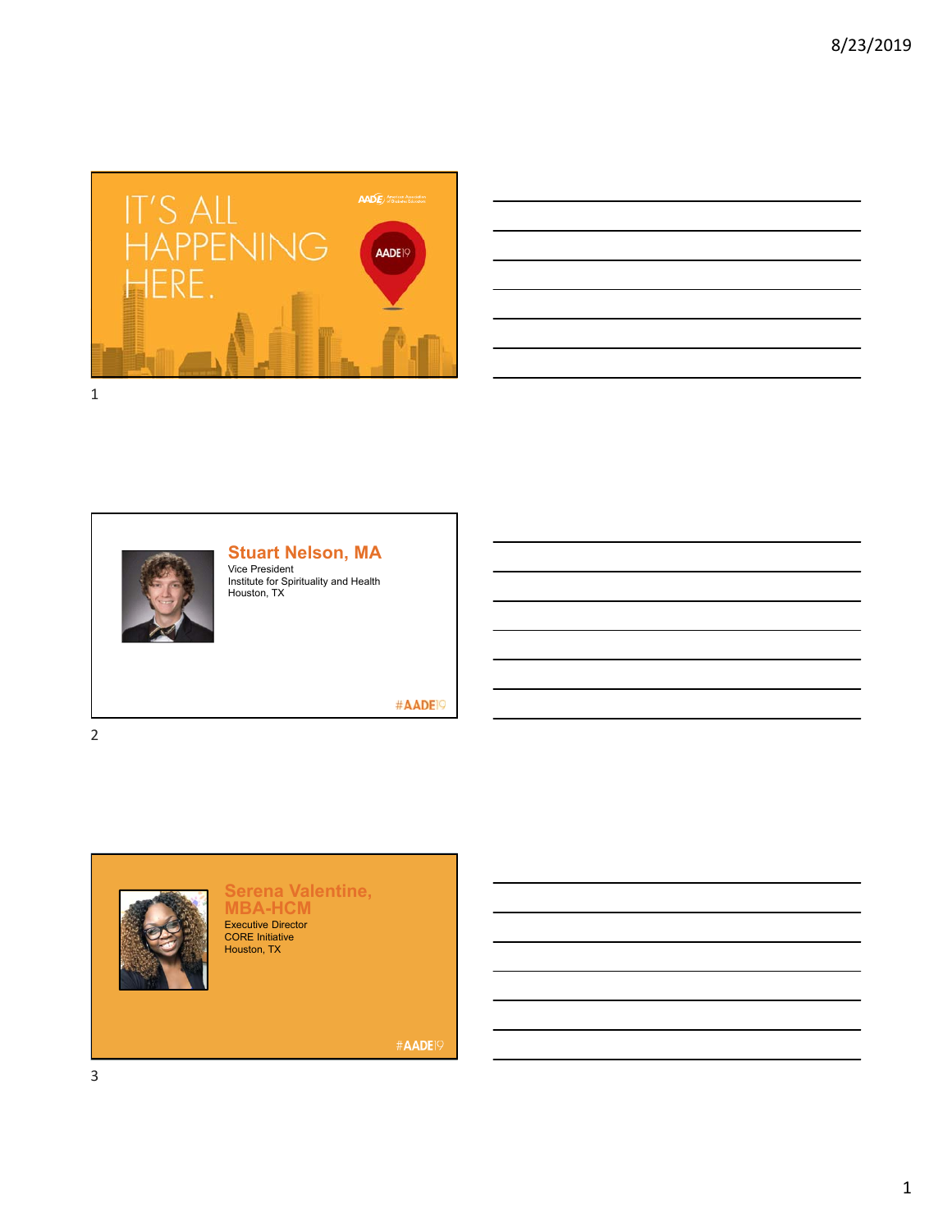IT'S ALL HAPPENING HERE.

AADE19

---

## Stuart Nelson, MA

Vice President
Institute for Spirituality and Health
Houston, TX

#AADE19

---

## Serena Valentine, MBA-HCM

Executive Director
CORE Initiative
Houston, TX

#AADE19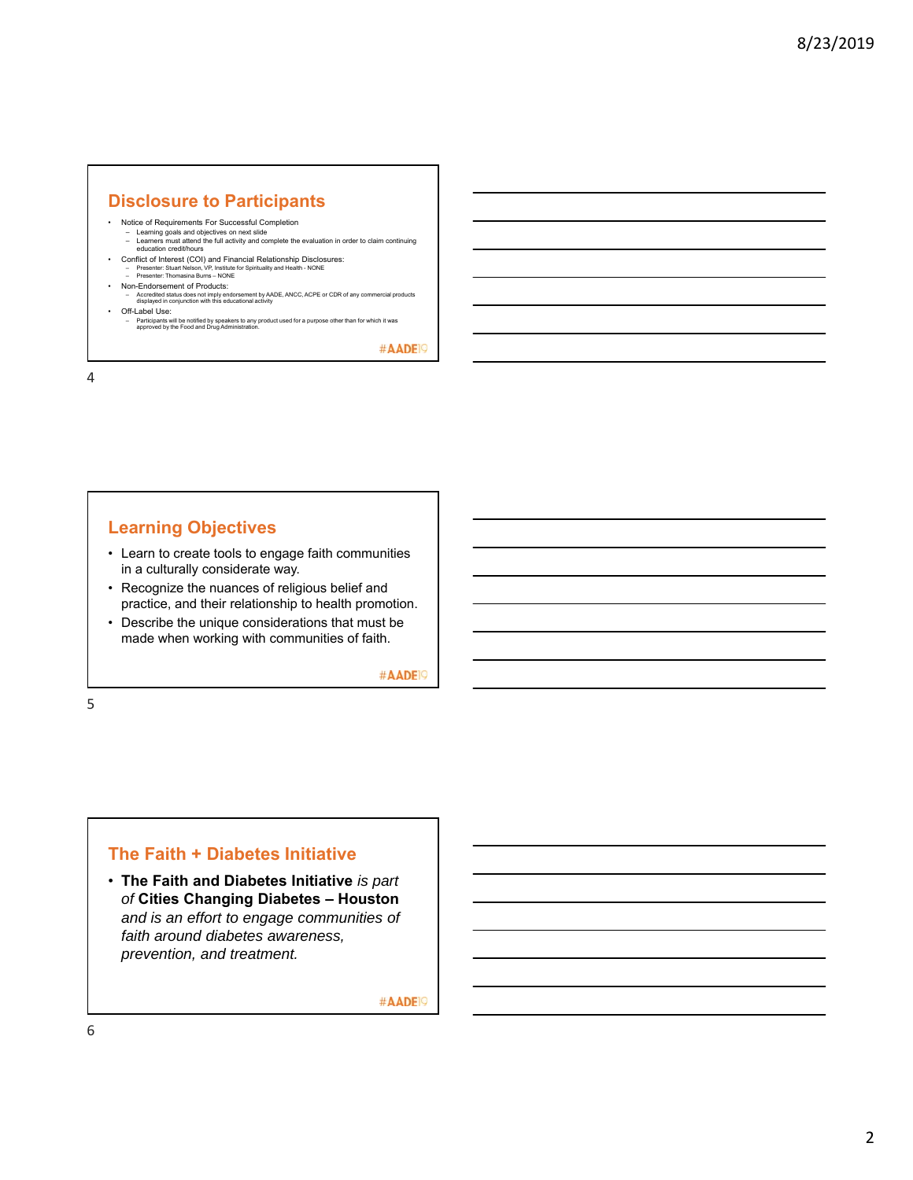## Disclosure to Participants

- Notice of Requirements For Successful Completion
  - Learning goals and objectives on next slide
  - Learners must attend the full activity and complete the evaluation in order to claim continuing education credit/hours
- Conflict of Interest (COI) and Financial Relationship Disclosures:
  - Presenter: Stuart Nelson, VP, Institute for Spirituality and Health - NONE
  - Presenter: Thomasina Burns – NONE
- Non-Endorsement of Products:
  - Accredited status does not imply endorsement by AADE, ANCC, ACPE or CDR of any commercial products displayed in conjunction with this educational activity
- Off-Label Use:
  - Participants will be notified by speakers to any product used for a purpose other than for which it was approved by the Food and Drug Administration.

#AADE19

## Learning Objectives

- Learn to create tools to engage faith communities in a culturally considerate way.
- Recognize the nuances of religious belief and practice, and their relationship to health promotion.
- Describe the unique considerations that must be made when working with communities of faith.

#AADE19

## The Faith + Diabetes Initiative

- **The Faith and Diabetes Initiative** *is part of* **Cities Changing Diabetes – Houston** *and is an effort to engage communities of faith around diabetes awareness, prevention, and treatment.*

#AADE19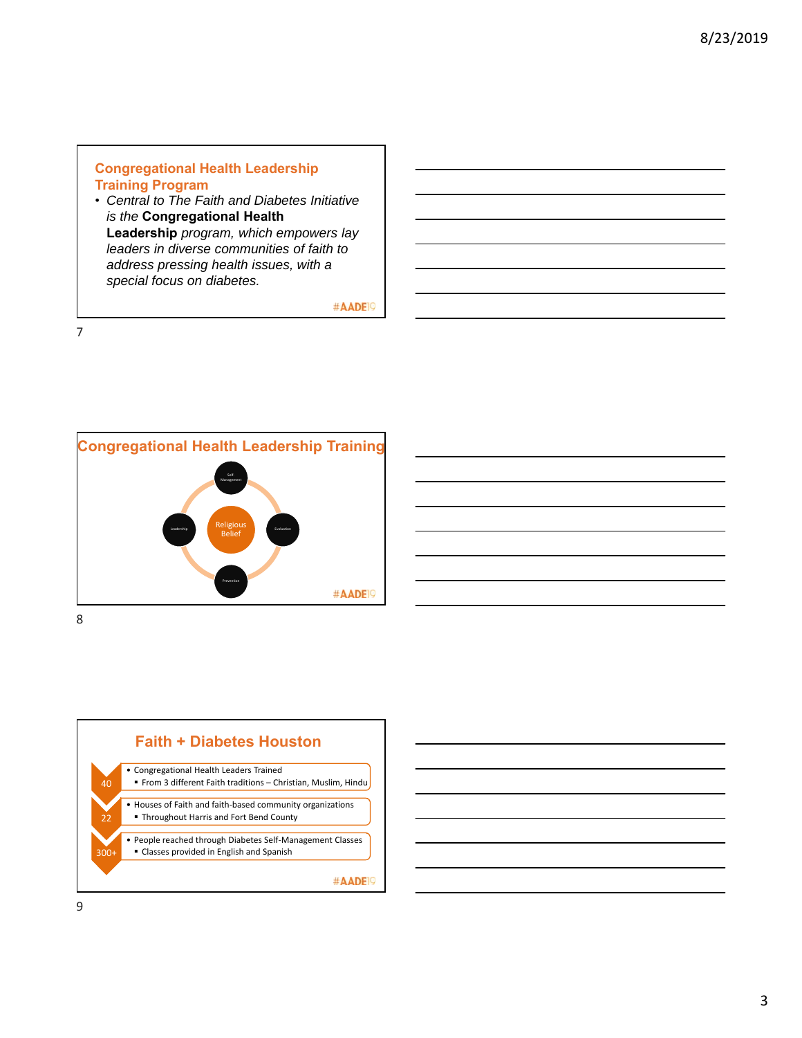## Congregational Health Leadership Training Program

- *Central to The Faith and Diabetes Initiative is the* **Congregational Health Leadership** *program, which empowers lay leaders in diverse communities of faith to address pressing health issues, with a special focus on diabetes.*

#AADE19

## Congregational Health Leadership Training

Religious Belief

Self-Management

Evaluation

Prevention

Leadership

#AADE19

## Faith + Diabetes Houston

- **40**
  - Congregational Health Leaders Trained
    - From 3 different Faith traditions – Christian, Muslim, Hindu
- **22**
  - Houses of Faith and faith-based community organizations
    - Throughout Harris and Fort Bend County
- **300+**
  - People reached through Diabetes Self-Management Classes
    - Classes provided in English and Spanish

#AADE19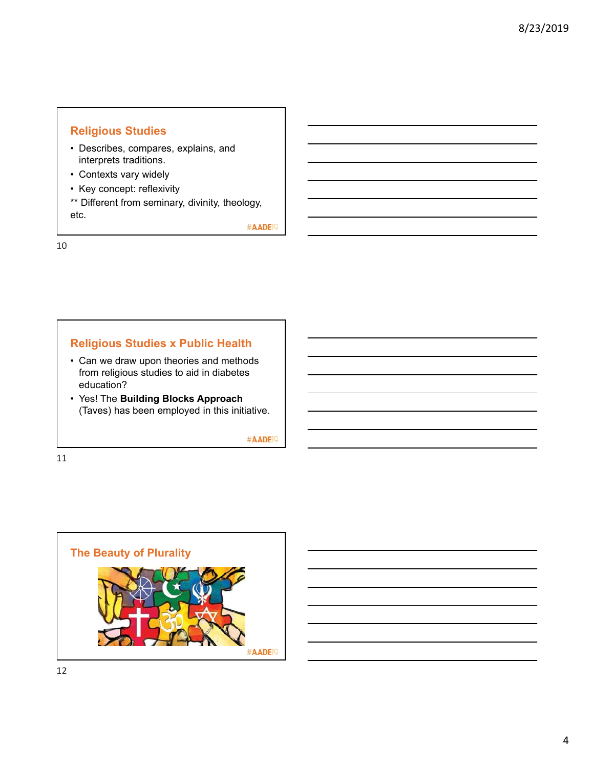## Religious Studies

- Describes, compares, explains, and interprets traditions.
- Contexts vary widely
- Key concept: reflexivity

** Different from seminary, divinity, theology, etc.

#AADE19

## Religious Studies x Public Health

- Can we draw upon theories and methods from religious studies to aid in diabetes education?
- Yes! The **Building Blocks Approach** (Taves) has been employed in this initiative.

#AADE19

## The Beauty of Plurality

#AADE19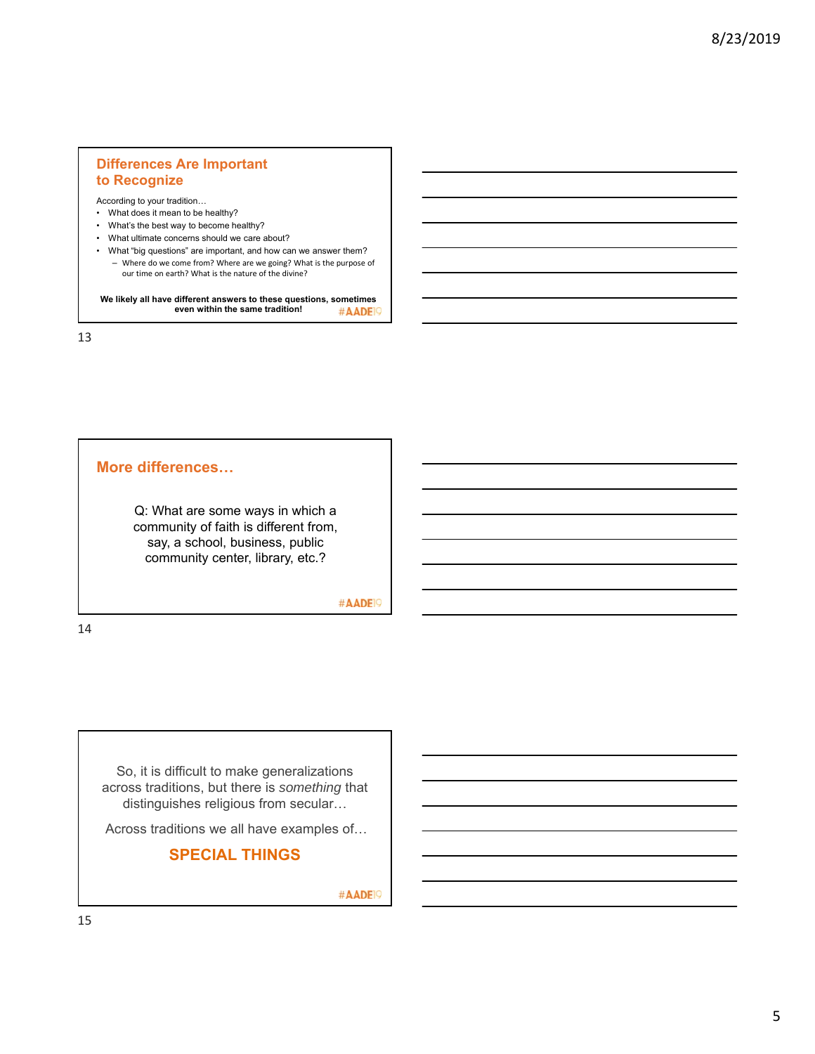## Differences Are Important to Recognize

According to your tradition…

- What does it mean to be healthy?
- What's the best way to become healthy?
- What ultimate concerns should we care about?
- What "big questions" are important, and how can we answer them?
  - Where do we come from? Where are we going? What is the purpose of our time on earth? What is the nature of the divine?

**We likely all have different answers to these questions, sometimes even within the same tradition!**

#AADE19

13

## More differences…

Q: What are some ways in which a community of faith is different from, say, a school, business, public community center, library, etc.?

#AADE19

14

So, it is difficult to make generalizations across traditions, but there is *something* that distinguishes religious from secular…

Across traditions we all have examples of…

**SPECIAL THINGS**

#AADE19

15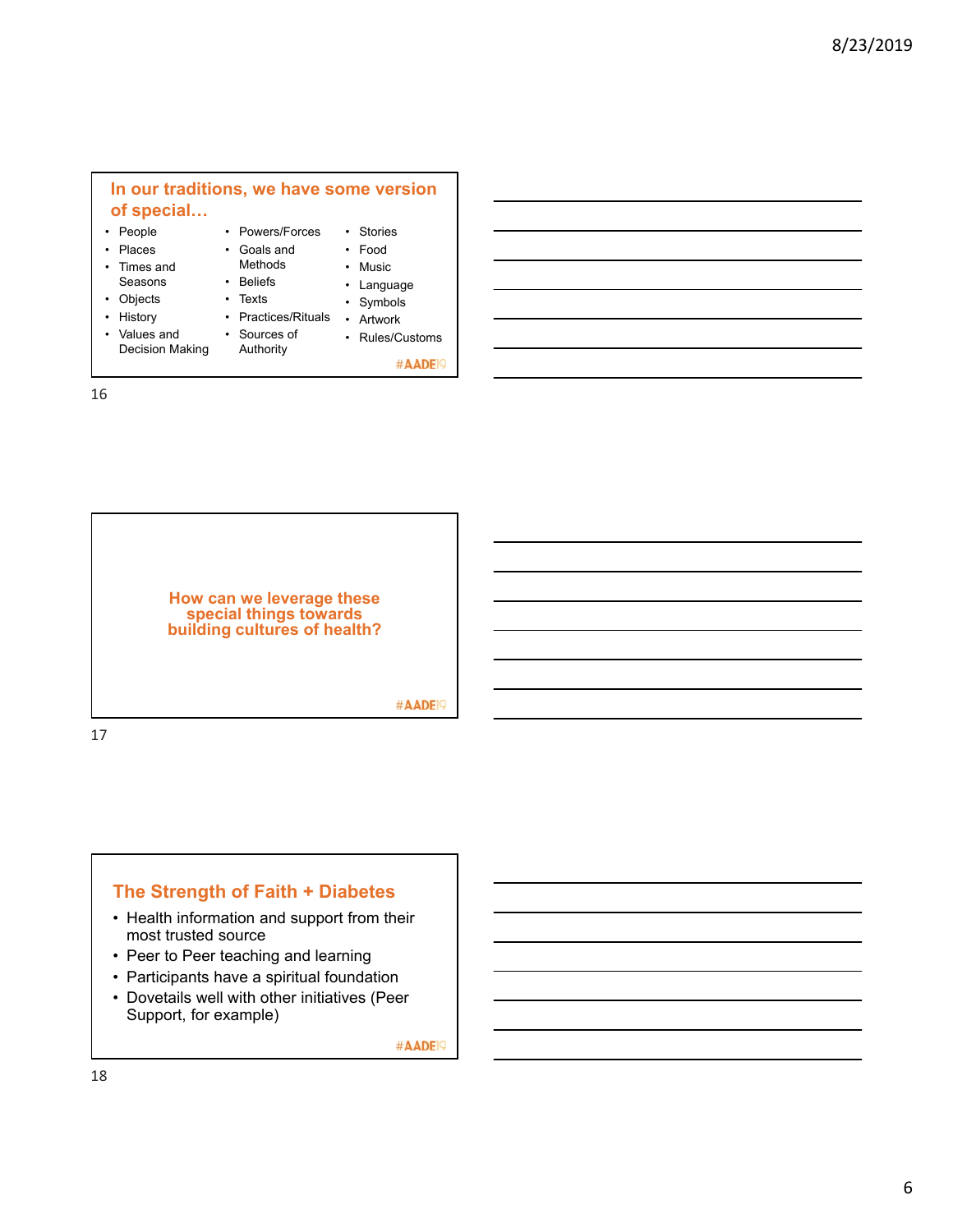## In our traditions, we have some version of special…

- People
- Places
- Times and Seasons
- Objects
- History
- Values and Decision Making
- Powers/Forces
- Goals and Methods
- Beliefs
- Texts
- Practices/Rituals
- Sources of Authority
- Stories
- Food
- Music
- Language
- Symbols
- Artwork
- Rules/Customs

#AADE19

## How can we leverage these special things towards building cultures of health?

#AADE19

## The Strength of Faith + Diabetes

- Health information and support from their most trusted source
- Peer to Peer teaching and learning
- Participants have a spiritual foundation
- Dovetails well with other initiatives (Peer Support, for example)

#AADE19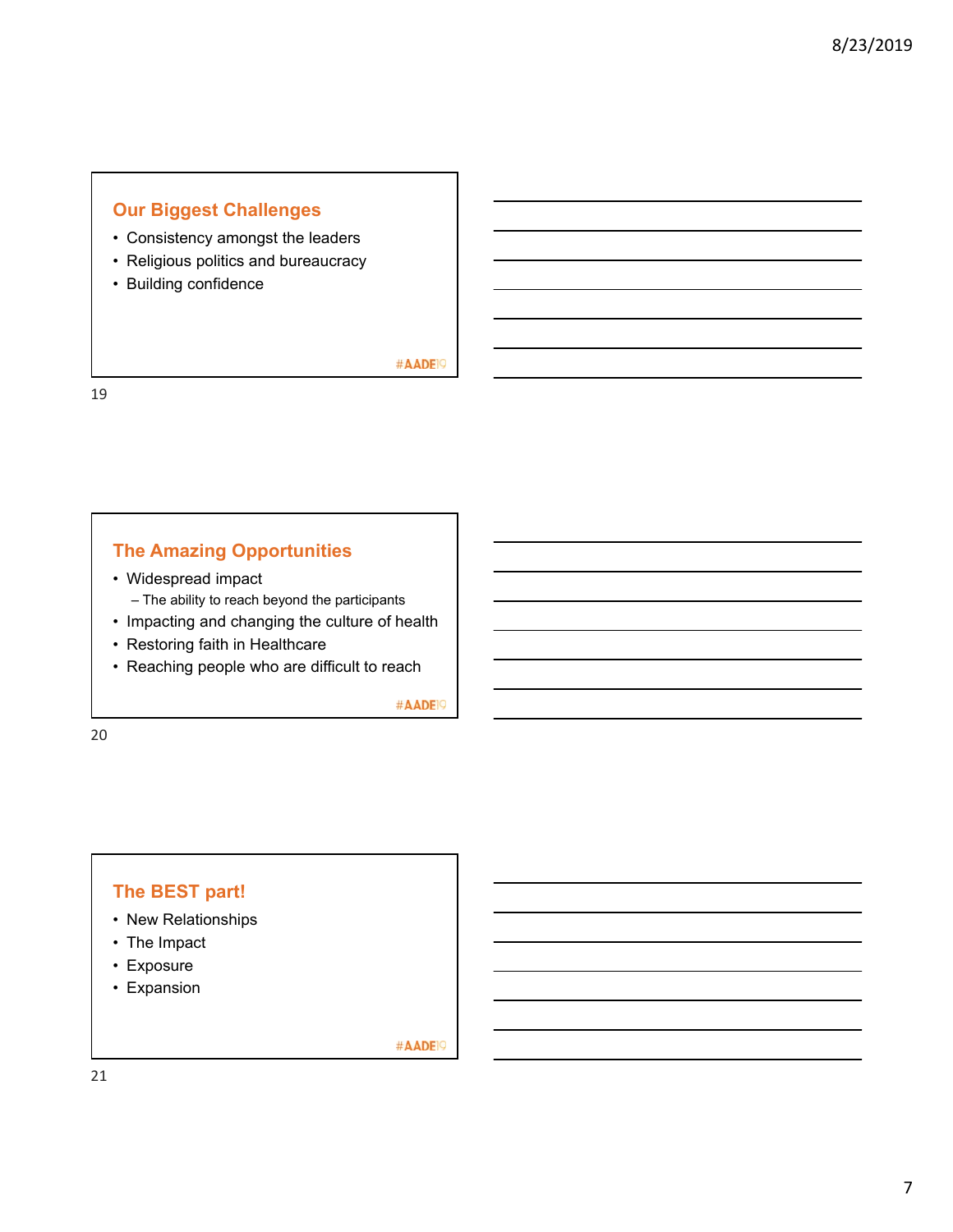## Our Biggest Challenges

- Consistency amongst the leaders
- Religious politics and bureaucracy
- Building confidence

#AADE19

## The Amazing Opportunities

- Widespread impact
  - The ability to reach beyond the participants
- Impacting and changing the culture of health
- Restoring faith in Healthcare
- Reaching people who are difficult to reach

#AADE19

## The BEST part!

- New Relationships
- The Impact
- Exposure
- Expansion

#AADE19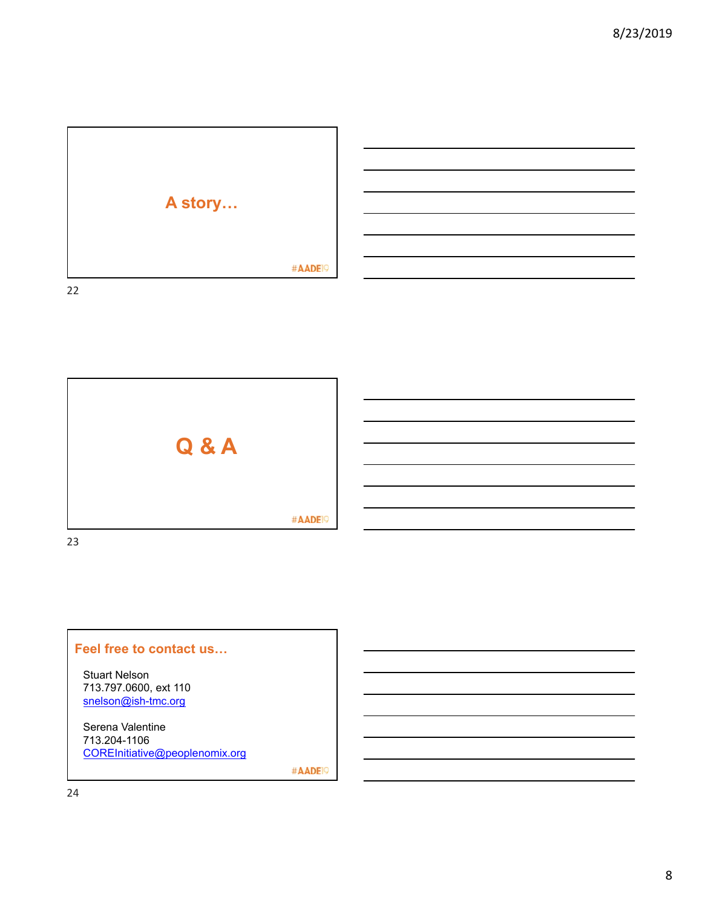## A story…

#AADE19

## Q & A

#AADE19

## Feel free to contact us…

Stuart Nelson
713.797.0600, ext 110
snelson@ish-tmc.org

Serena Valentine
713.204-1106
COREInitiative@peoplenomix.org

#AADE19